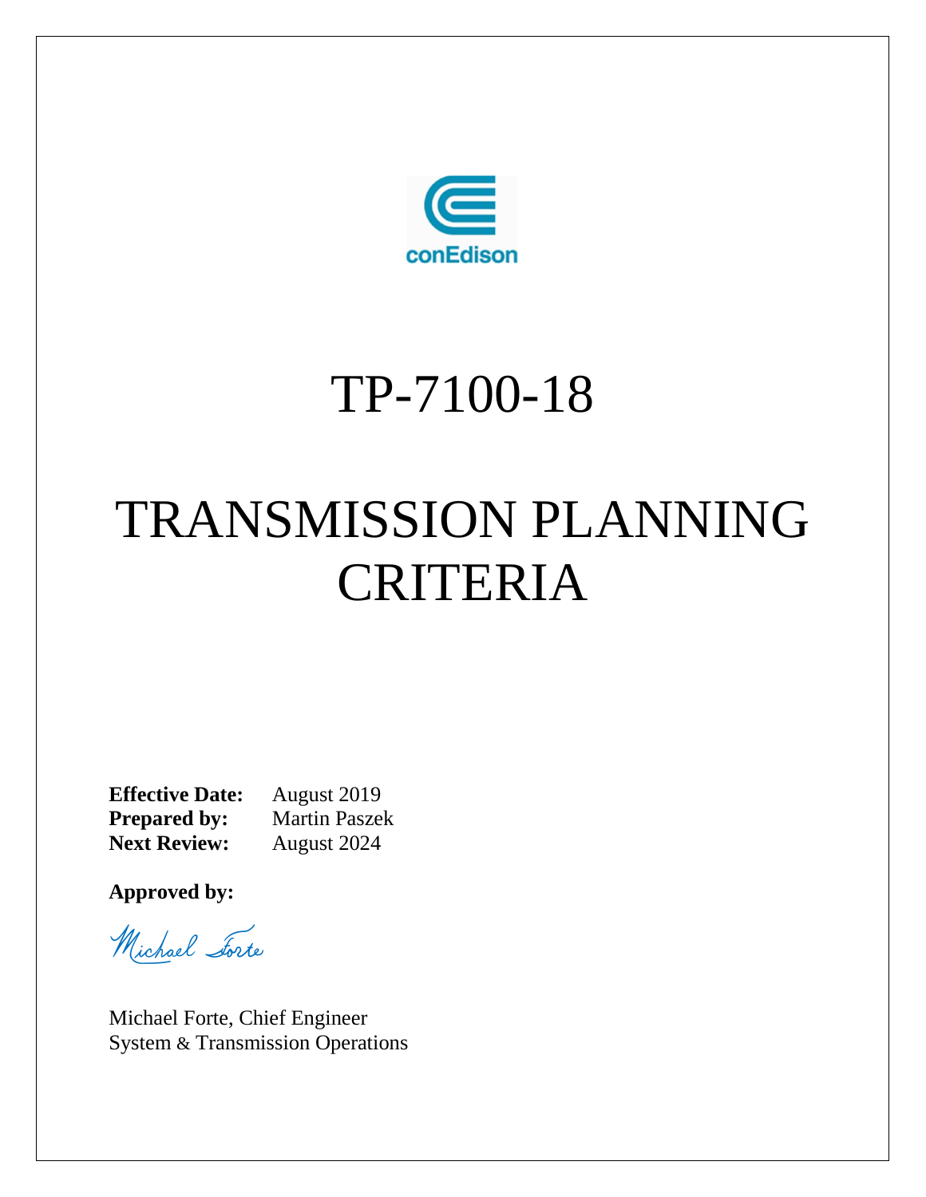conEdison

# TP-7100-18

# TRANSMISSION PLANNING CRITERIA

**Effective Date:** August 2019
**Prepared by:** Martin Paszek
**Next Review:** August 2024

**Approved by:**

Michael Forte

Michael Forte, Chief Engineer
System & Transmission Operations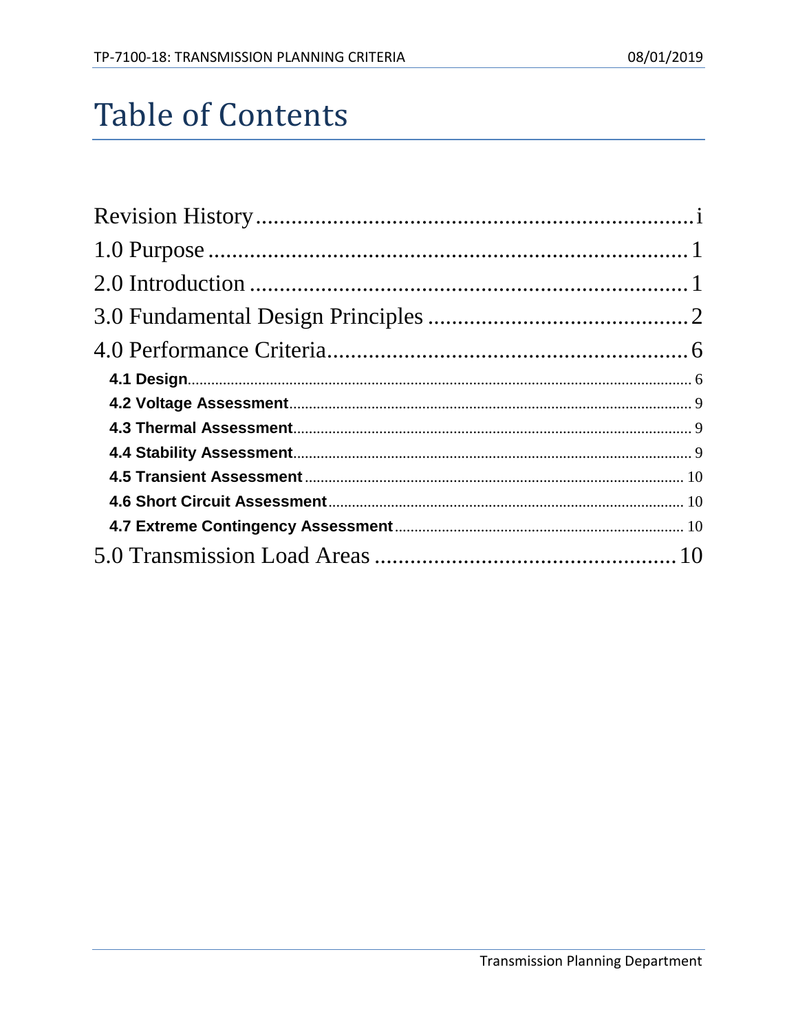# Table of Contents

Revision History ........................................................ i

1.0 Purpose ........................................................ 1

2.0 Introduction ........................................................ 1

3.0 Fundamental Design Principles ........................................................ 2

4.0 Performance Criteria ........................................................ 6

- **4.1 Design** ........................................................ 6
- **4.2 Voltage Assessment** ........................................................ 9
- **4.3 Thermal Assessment** ........................................................ 9
- **4.4 Stability Assessment** ........................................................ 9
- **4.5 Transient Assessment** ........................................................ 10
- **4.6 Short Circuit Assessment** ........................................................ 10
- **4.7 Extreme Contingency Assessment** ........................................................ 10

5.0 Transmission Load Areas ........................................................ 10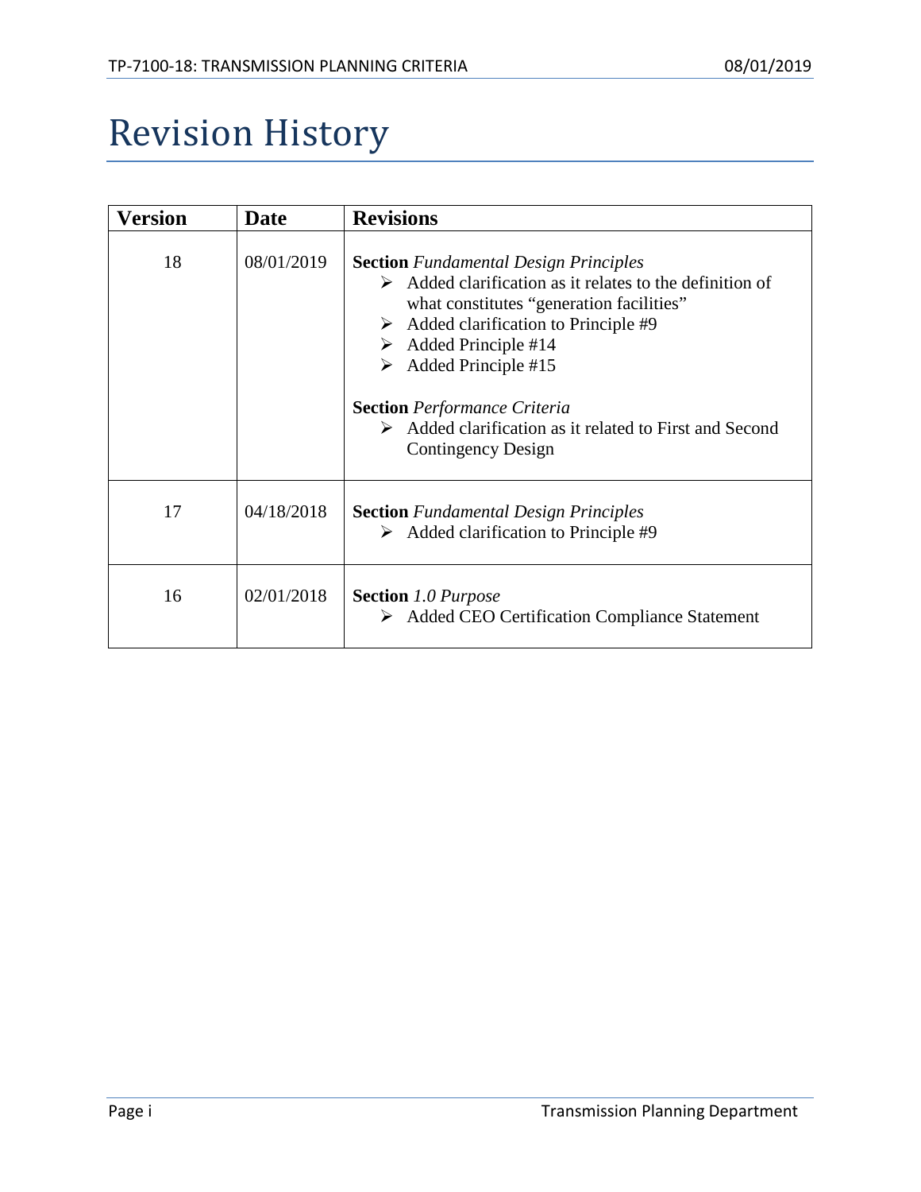# Revision History

| Version | Date | Revisions |
|---|---|---|
| 18 | 08/01/2019 | **Section** *Fundamental Design Principles*<br>➢ Added clarification as it relates to the definition of what constitutes "generation facilities"<br>➢ Added clarification to Principle #9<br>➢ Added Principle #14<br>➢ Added Principle #15<br><br>**Section** *Performance Criteria*<br>➢ Added clarification as it related to First and Second Contingency Design |
| 17 | 04/18/2018 | **Section** *Fundamental Design Principles*<br>➢ Added clarification to Principle #9 |
| 16 | 02/01/2018 | **Section** *1.0 Purpose*<br>➢ Added CEO Certification Compliance Statement |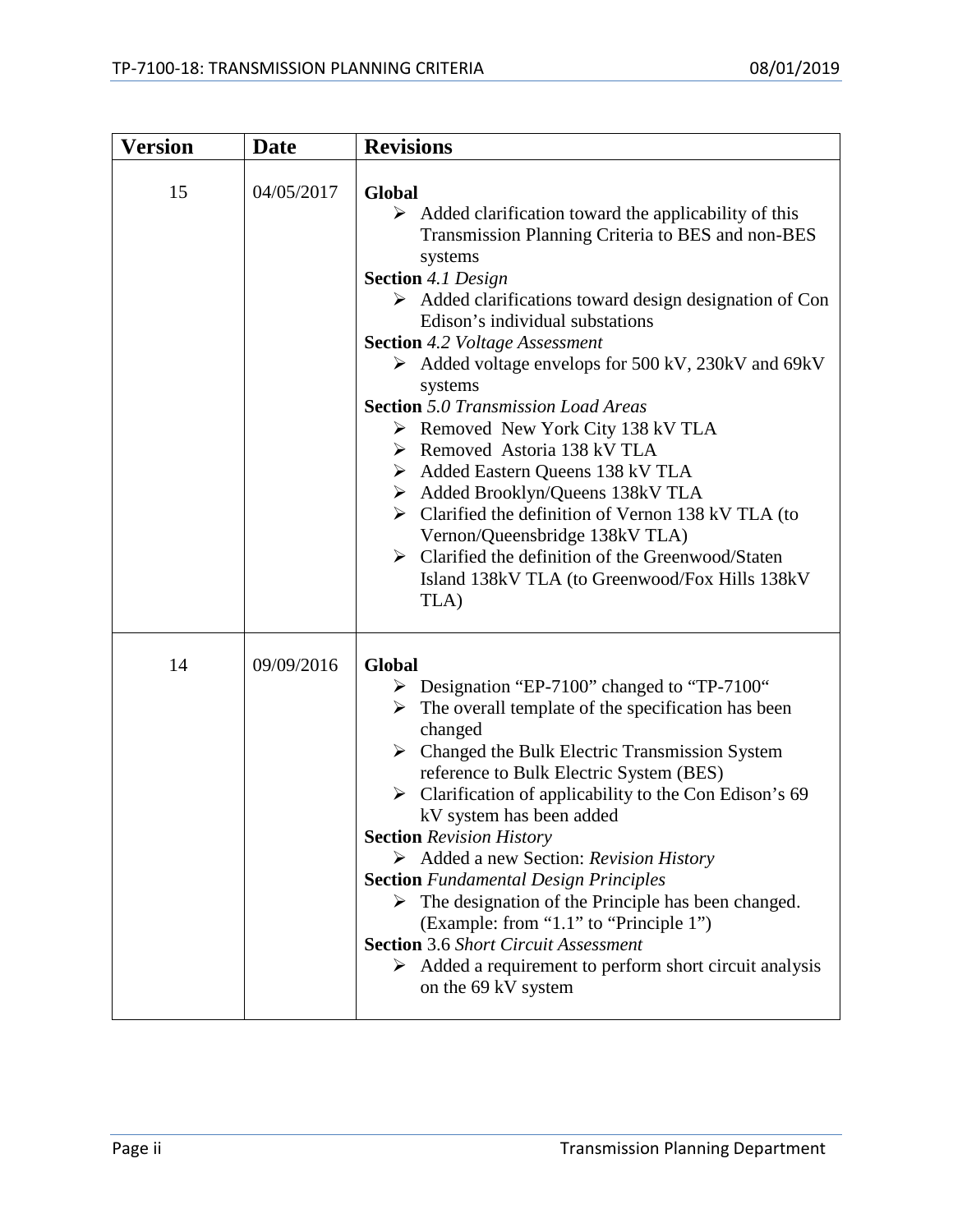| Version | Date | Revisions |
|---|---|---|
| 15 | 04/05/2017 | **Global**<br>➢ Added clarification toward the applicability of this Transmission Planning Criteria to BES and non-BES systems<br>**Section** *4.1 Design*<br>➢ Added clarifications toward design designation of Con Edison's individual substations<br>**Section** *4.2 Voltage Assessment*<br>➢ Added voltage envelops for 500 kV, 230kV and 69kV systems<br>**Section** *5.0 Transmission Load Areas*<br>➢ Removed New York City 138 kV TLA<br>➢ Removed Astoria 138 kV TLA<br>➢ Added Eastern Queens 138 kV TLA<br>➢ Added Brooklyn/Queens 138kV TLA<br>➢ Clarified the definition of Vernon 138 kV TLA (to Vernon/Queensbridge 138kV TLA)<br>➢ Clarified the definition of the Greenwood/Staten Island 138kV TLA (to Greenwood/Fox Hills 138kV TLA) |
| 14 | 09/09/2016 | **Global**<br>➢ Designation "EP-7100" changed to "TP-7100"<br>➢ The overall template of the specification has been changed<br>➢ Changed the Bulk Electric Transmission System reference to Bulk Electric System (BES)<br>➢ Clarification of applicability to the Con Edison's 69 kV system has been added<br>**Section** *Revision History*<br>➢ Added a new Section: *Revision History*<br>**Section** *Fundamental Design Principles*<br>➢ The designation of the Principle has been changed. (Example: from "1.1" to "Principle 1")<br>**Section** 3.6 *Short Circuit Assessment*<br>➢ Added a requirement to perform short circuit analysis on the 69 kV system |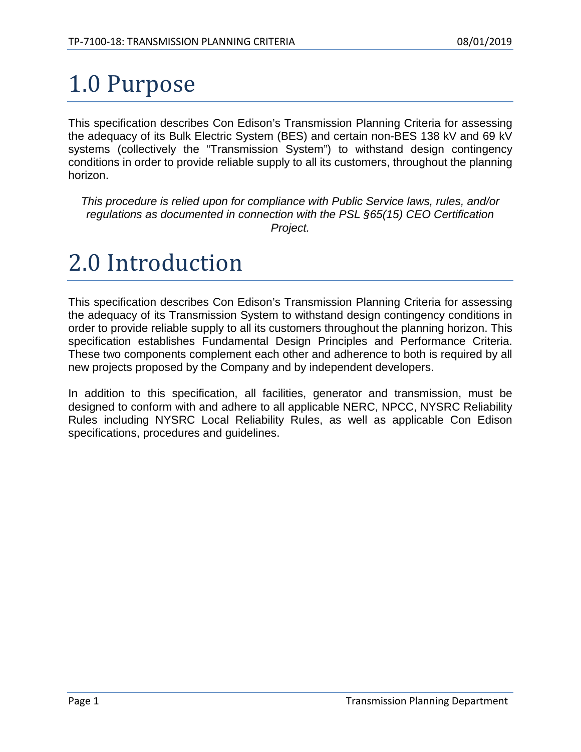# 1.0 Purpose

This specification describes Con Edison's Transmission Planning Criteria for assessing the adequacy of its Bulk Electric System (BES) and certain non-BES 138 kV and 69 kV systems (collectively the "Transmission System") to withstand design contingency conditions in order to provide reliable supply to all its customers, throughout the planning horizon.

*This procedure is relied upon for compliance with Public Service laws, rules, and/or regulations as documented in connection with the PSL §65(15) CEO Certification Project.*

# 2.0 Introduction

This specification describes Con Edison's Transmission Planning Criteria for assessing the adequacy of its Transmission System to withstand design contingency conditions in order to provide reliable supply to all its customers throughout the planning horizon. This specification establishes Fundamental Design Principles and Performance Criteria. These two components complement each other and adherence to both is required by all new projects proposed by the Company and by independent developers.

In addition to this specification, all facilities, generator and transmission, must be designed to conform with and adhere to all applicable NERC, NPCC, NYSRC Reliability Rules including NYSRC Local Reliability Rules, as well as applicable Con Edison specifications, procedures and guidelines.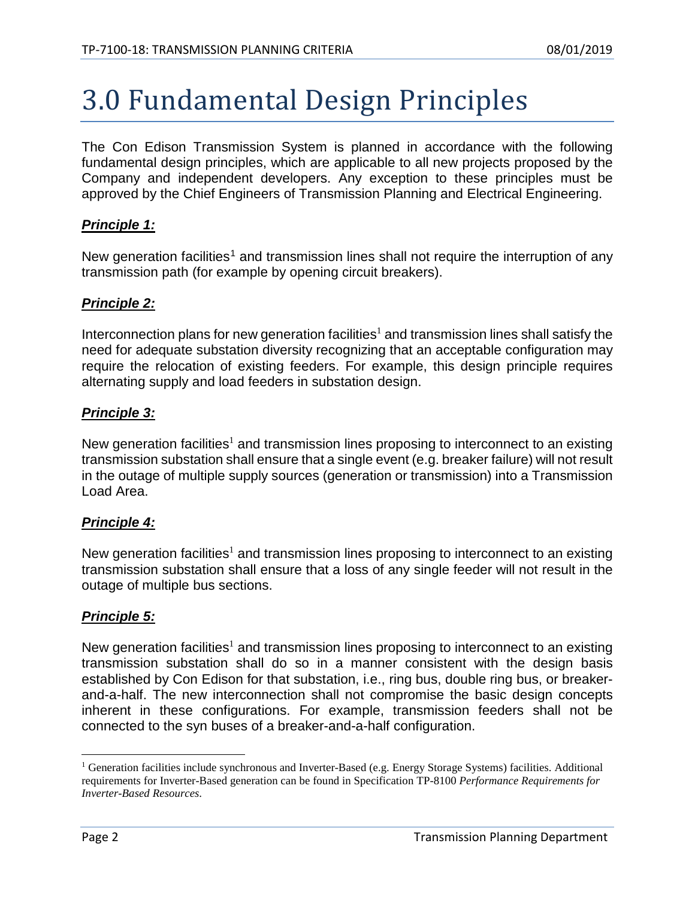# 3.0 Fundamental Design Principles

The Con Edison Transmission System is planned in accordance with the following fundamental design principles, which are applicable to all new projects proposed by the Company and independent developers. Any exception to these principles must be approved by the Chief Engineers of Transmission Planning and Electrical Engineering.

***Principle 1:***

New generation facilities[1] and transmission lines shall not require the interruption of any transmission path (for example by opening circuit breakers).

***Principle 2:***

Interconnection plans for new generation facilities[1] and transmission lines shall satisfy the need for adequate substation diversity recognizing that an acceptable configuration may require the relocation of existing feeders. For example, this design principle requires alternating supply and load feeders in substation design.

***Principle 3:***

New generation facilities[1] and transmission lines proposing to interconnect to an existing transmission substation shall ensure that a single event (e.g. breaker failure) will not result in the outage of multiple supply sources (generation or transmission) into a Transmission Load Area.

***Principle 4:***

New generation facilities[1] and transmission lines proposing to interconnect to an existing transmission substation shall ensure that a loss of any single feeder will not result in the outage of multiple bus sections.

***Principle 5:***

New generation facilities[1] and transmission lines proposing to interconnect to an existing transmission substation shall do so in a manner consistent with the design basis established by Con Edison for that substation, i.e., ring bus, double ring bus, or breaker-and-a-half. The new interconnection shall not compromise the basic design concepts inherent in these configurations. For example, transmission feeders shall not be connected to the syn buses of a breaker-and-a-half configuration.

---

[1] Generation facilities include synchronous and Inverter-Based (e.g. Energy Storage Systems) facilities. Additional requirements for Inverter-Based generation can be found in Specification TP-8100 *Performance Requirements for Inverter-Based Resources*.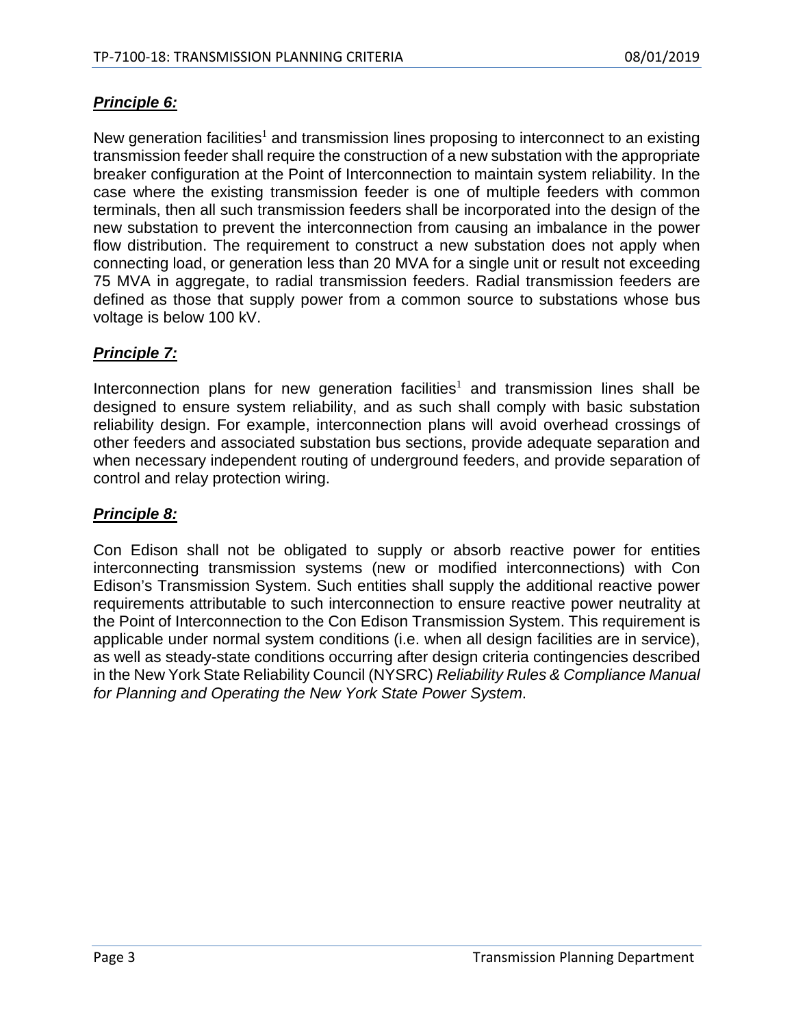***Principle 6:***

New generation facilities[1] and transmission lines proposing to interconnect to an existing transmission feeder shall require the construction of a new substation with the appropriate breaker configuration at the Point of Interconnection to maintain system reliability. In the case where the existing transmission feeder is one of multiple feeders with common terminals, then all such transmission feeders shall be incorporated into the design of the new substation to prevent the interconnection from causing an imbalance in the power flow distribution. The requirement to construct a new substation does not apply when connecting load, or generation less than 20 MVA for a single unit or result not exceeding 75 MVA in aggregate, to radial transmission feeders. Radial transmission feeders are defined as those that supply power from a common source to substations whose bus voltage is below 100 kV.

***Principle 7:***

Interconnection plans for new generation facilities[1] and transmission lines shall be designed to ensure system reliability, and as such shall comply with basic substation reliability design. For example, interconnection plans will avoid overhead crossings of other feeders and associated substation bus sections, provide adequate separation and when necessary independent routing of underground feeders, and provide separation of control and relay protection wiring.

***Principle 8:***

Con Edison shall not be obligated to supply or absorb reactive power for entities interconnecting transmission systems (new or modified interconnections) with Con Edison's Transmission System. Such entities shall supply the additional reactive power requirements attributable to such interconnection to ensure reactive power neutrality at the Point of Interconnection to the Con Edison Transmission System. This requirement is applicable under normal system conditions (i.e. when all design facilities are in service), as well as steady-state conditions occurring after design criteria contingencies described in the New York State Reliability Council (NYSRC) *Reliability Rules & Compliance Manual for Planning and Operating the New York State Power System*.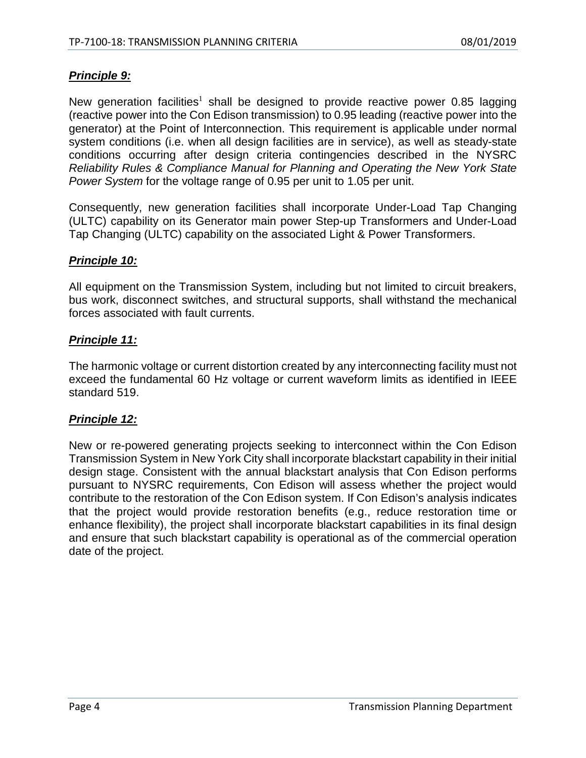***Principle 9:***

New generation facilities[1] shall be designed to provide reactive power 0.85 lagging (reactive power into the Con Edison transmission) to 0.95 leading (reactive power into the generator) at the Point of Interconnection. This requirement is applicable under normal system conditions (i.e. when all design facilities are in service), as well as steady-state conditions occurring after design criteria contingencies described in the NYSRC *Reliability Rules & Compliance Manual for Planning and Operating the New York State Power System* for the voltage range of 0.95 per unit to 1.05 per unit.

Consequently, new generation facilities shall incorporate Under-Load Tap Changing (ULTC) capability on its Generator main power Step-up Transformers and Under-Load Tap Changing (ULTC) capability on the associated Light & Power Transformers.

***Principle 10:***

All equipment on the Transmission System, including but not limited to circuit breakers, bus work, disconnect switches, and structural supports, shall withstand the mechanical forces associated with fault currents.

***Principle 11:***

The harmonic voltage or current distortion created by any interconnecting facility must not exceed the fundamental 60 Hz voltage or current waveform limits as identified in IEEE standard 519.

***Principle 12:***

New or re-powered generating projects seeking to interconnect within the Con Edison Transmission System in New York City shall incorporate blackstart capability in their initial design stage. Consistent with the annual blackstart analysis that Con Edison performs pursuant to NYSRC requirements, Con Edison will assess whether the project would contribute to the restoration of the Con Edison system. If Con Edison's analysis indicates that the project would provide restoration benefits (e.g., reduce restoration time or enhance flexibility), the project shall incorporate blackstart capabilities in its final design and ensure that such blackstart capability is operational as of the commercial operation date of the project.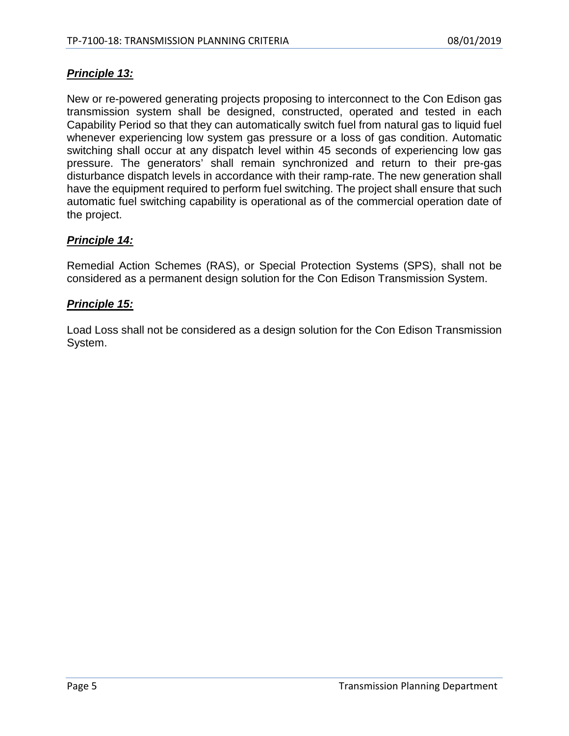***Principle 13:***

New or re-powered generating projects proposing to interconnect to the Con Edison gas transmission system shall be designed, constructed, operated and tested in each Capability Period so that they can automatically switch fuel from natural gas to liquid fuel whenever experiencing low system gas pressure or a loss of gas condition. Automatic switching shall occur at any dispatch level within 45 seconds of experiencing low gas pressure. The generators' shall remain synchronized and return to their pre-gas disturbance dispatch levels in accordance with their ramp-rate. The new generation shall have the equipment required to perform fuel switching. The project shall ensure that such automatic fuel switching capability is operational as of the commercial operation date of the project.

***Principle 14:***

Remedial Action Schemes (RAS), or Special Protection Systems (SPS), shall not be considered as a permanent design solution for the Con Edison Transmission System.

***Principle 15:***

Load Loss shall not be considered as a design solution for the Con Edison Transmission System.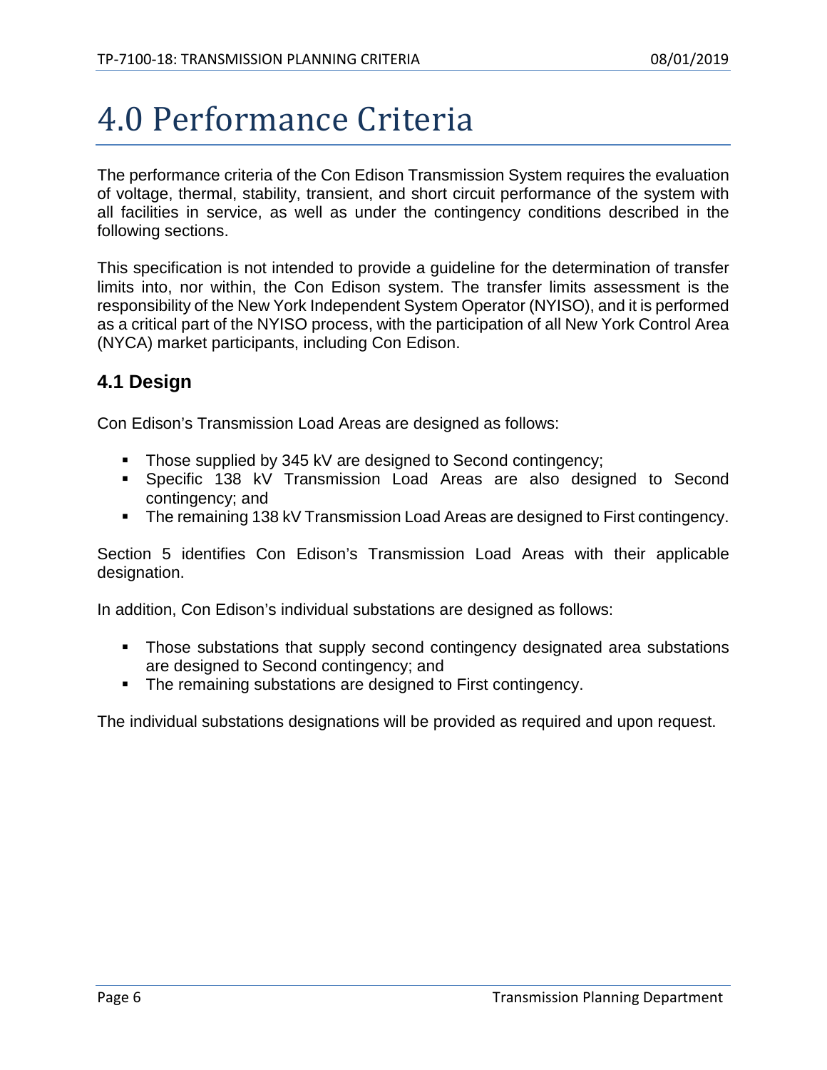# 4.0 Performance Criteria

The performance criteria of the Con Edison Transmission System requires the evaluation of voltage, thermal, stability, transient, and short circuit performance of the system with all facilities in service, as well as under the contingency conditions described in the following sections.

This specification is not intended to provide a guideline for the determination of transfer limits into, nor within, the Con Edison system. The transfer limits assessment is the responsibility of the New York Independent System Operator (NYISO), and it is performed as a critical part of the NYISO process, with the participation of all New York Control Area (NYCA) market participants, including Con Edison.

## 4.1 Design

Con Edison's Transmission Load Areas are designed as follows:

- Those supplied by 345 kV are designed to Second contingency;
- Specific 138 kV Transmission Load Areas are also designed to Second contingency; and
- The remaining 138 kV Transmission Load Areas are designed to First contingency.

Section 5 identifies Con Edison's Transmission Load Areas with their applicable designation.

In addition, Con Edison's individual substations are designed as follows:

- Those substations that supply second contingency designated area substations are designed to Second contingency; and
- The remaining substations are designed to First contingency.

The individual substations designations will be provided as required and upon request.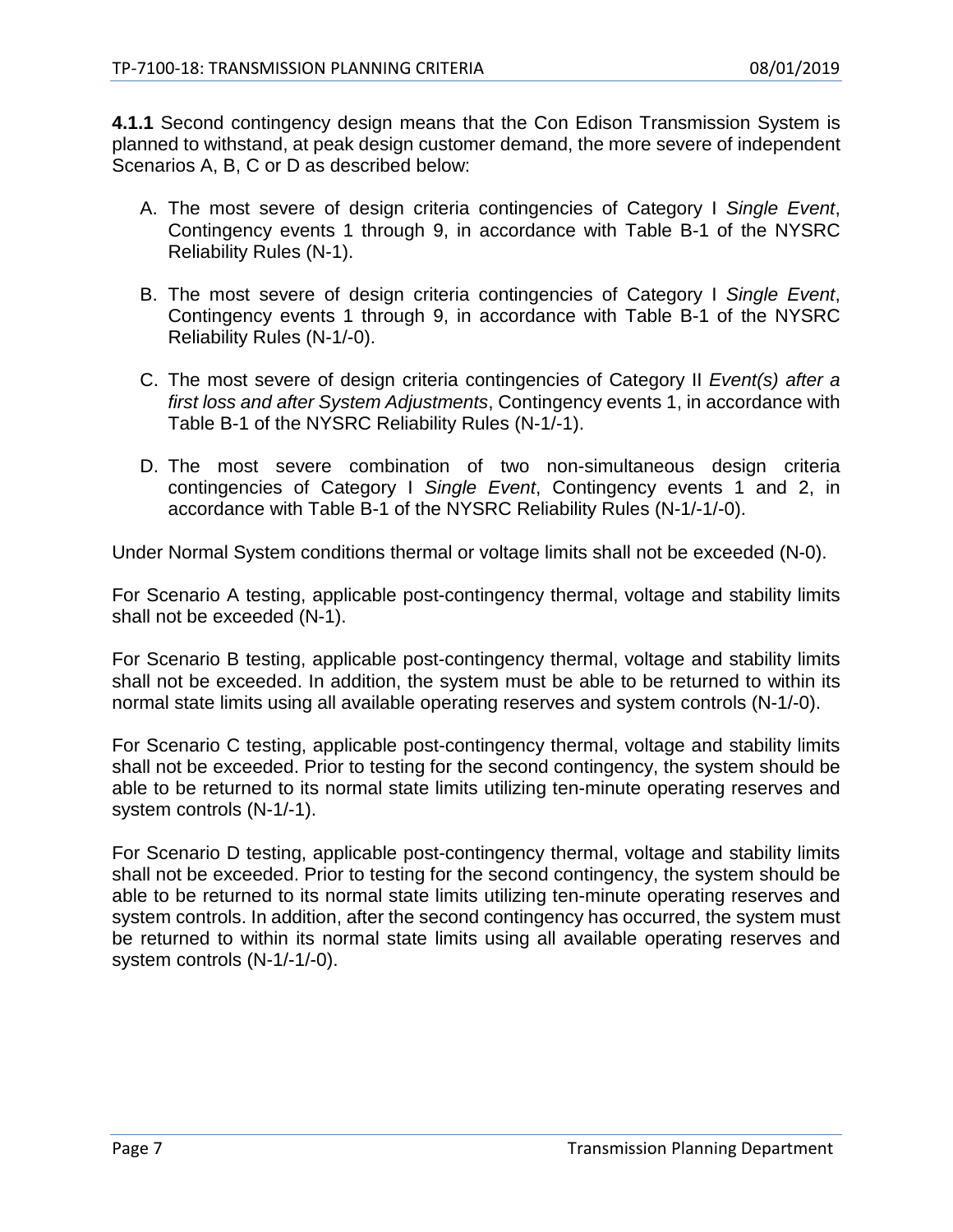**4.1.1** Second contingency design means that the Con Edison Transmission System is planned to withstand, at peak design customer demand, the more severe of independent Scenarios A, B, C or D as described below:

A. The most severe of design criteria contingencies of Category I *Single Event*, Contingency events 1 through 9, in accordance with Table B-1 of the NYSRC Reliability Rules (N-1).

B. The most severe of design criteria contingencies of Category I *Single Event*, Contingency events 1 through 9, in accordance with Table B-1 of the NYSRC Reliability Rules (N-1/-0).

C. The most severe of design criteria contingencies of Category II *Event(s) after a first loss and after System Adjustments*, Contingency events 1, in accordance with Table B-1 of the NYSRC Reliability Rules (N-1/-1).

D. The most severe combination of two non-simultaneous design criteria contingencies of Category I *Single Event*, Contingency events 1 and 2, in accordance with Table B-1 of the NYSRC Reliability Rules (N-1/-1/-0).

Under Normal System conditions thermal or voltage limits shall not be exceeded (N-0).

For Scenario A testing, applicable post-contingency thermal, voltage and stability limits shall not be exceeded (N-1).

For Scenario B testing, applicable post-contingency thermal, voltage and stability limits shall not be exceeded. In addition, the system must be able to be returned to within its normal state limits using all available operating reserves and system controls (N-1/-0).

For Scenario C testing, applicable post-contingency thermal, voltage and stability limits shall not be exceeded. Prior to testing for the second contingency, the system should be able to be returned to its normal state limits utilizing ten-minute operating reserves and system controls (N-1/-1).

For Scenario D testing, applicable post-contingency thermal, voltage and stability limits shall not be exceeded. Prior to testing for the second contingency, the system should be able to be returned to its normal state limits utilizing ten-minute operating reserves and system controls. In addition, after the second contingency has occurred, the system must be returned to within its normal state limits using all available operating reserves and system controls (N-1/-1/-0).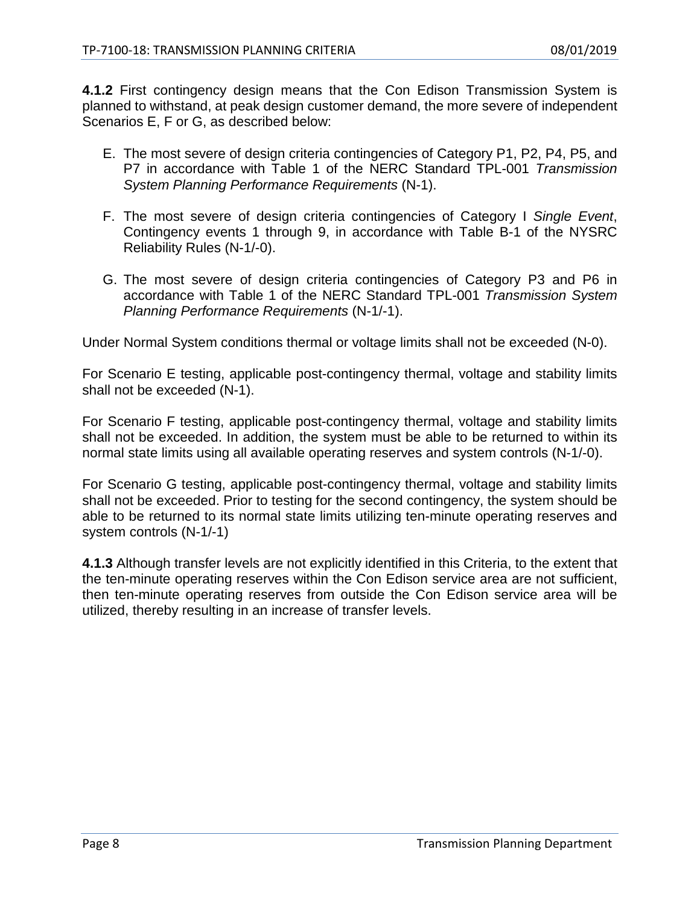**4.1.2** First contingency design means that the Con Edison Transmission System is planned to withstand, at peak design customer demand, the more severe of independent Scenarios E, F or G, as described below:

E. The most severe of design criteria contingencies of Category P1, P2, P4, P5, and P7 in accordance with Table 1 of the NERC Standard TPL-001 *Transmission System Planning Performance Requirements* (N-1).

F. The most severe of design criteria contingencies of Category I *Single Event*, Contingency events 1 through 9, in accordance with Table B-1 of the NYSRC Reliability Rules (N-1/-0).

G. The most severe of design criteria contingencies of Category P3 and P6 in accordance with Table 1 of the NERC Standard TPL-001 *Transmission System Planning Performance Requirements* (N-1/-1).

Under Normal System conditions thermal or voltage limits shall not be exceeded (N-0).

For Scenario E testing, applicable post-contingency thermal, voltage and stability limits shall not be exceeded (N-1).

For Scenario F testing, applicable post-contingency thermal, voltage and stability limits shall not be exceeded. In addition, the system must be able to be returned to within its normal state limits using all available operating reserves and system controls (N-1/-0).

For Scenario G testing, applicable post-contingency thermal, voltage and stability limits shall not be exceeded. Prior to testing for the second contingency, the system should be able to be returned to its normal state limits utilizing ten-minute operating reserves and system controls (N-1/-1)

**4.1.3** Although transfer levels are not explicitly identified in this Criteria, to the extent that the ten-minute operating reserves within the Con Edison service area are not sufficient, then ten-minute operating reserves from outside the Con Edison service area will be utilized, thereby resulting in an increase of transfer levels.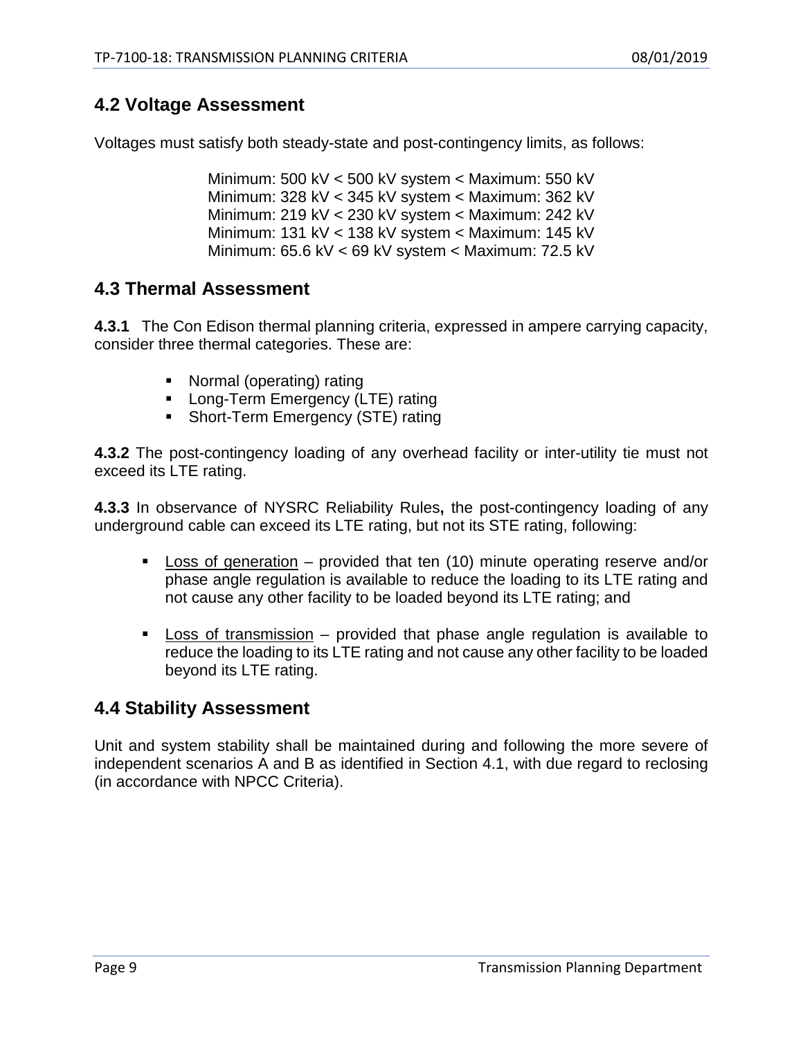## 4.2 Voltage Assessment

Voltages must satisfy both steady-state and post-contingency limits, as follows:

Minimum: 500 kV < 500 kV system < Maximum: 550 kV
Minimum: 328 kV < 345 kV system < Maximum: 362 kV
Minimum: 219 kV < 230 kV system < Maximum: 242 kV
Minimum: 131 kV < 138 kV system < Maximum: 145 kV
Minimum: 65.6 kV < 69 kV system < Maximum: 72.5 kV

## 4.3 Thermal Assessment

**4.3.1** The Con Edison thermal planning criteria, expressed in ampere carrying capacity, consider three thermal categories. These are:

- Normal (operating) rating
- Long-Term Emergency (LTE) rating
- Short-Term Emergency (STE) rating

**4.3.2** The post-contingency loading of any overhead facility or inter-utility tie must not exceed its LTE rating.

**4.3.3** In observance of NYSRC Reliability Rules**,** the post-contingency loading of any underground cable can exceed its LTE rating, but not its STE rating, following:

- Loss of generation – provided that ten (10) minute operating reserve and/or phase angle regulation is available to reduce the loading to its LTE rating and not cause any other facility to be loaded beyond its LTE rating; and

- Loss of transmission – provided that phase angle regulation is available to reduce the loading to its LTE rating and not cause any other facility to be loaded beyond its LTE rating.

## 4.4 Stability Assessment

Unit and system stability shall be maintained during and following the more severe of independent scenarios A and B as identified in Section 4.1, with due regard to reclosing (in accordance with NPCC Criteria).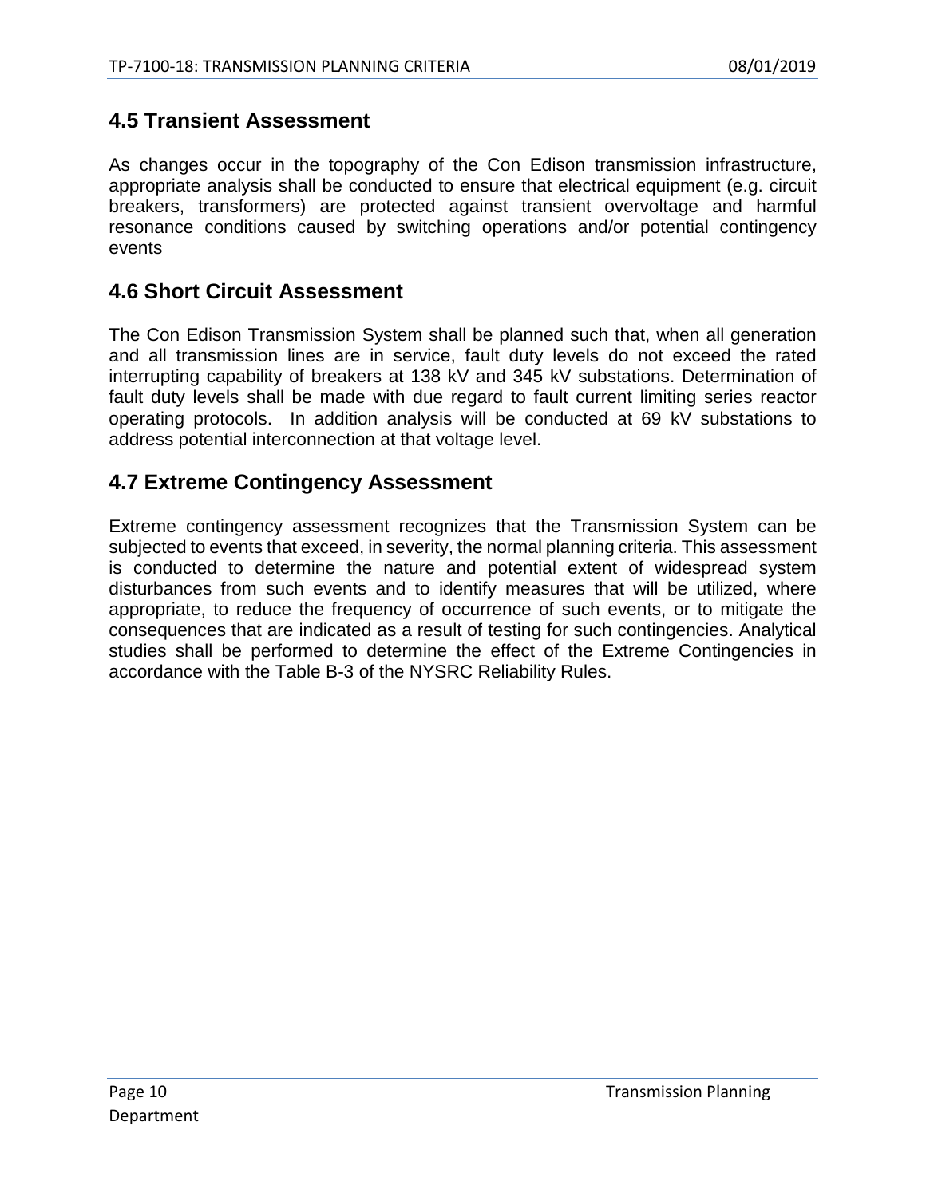## 4.5 Transient Assessment

As changes occur in the topography of the Con Edison transmission infrastructure, appropriate analysis shall be conducted to ensure that electrical equipment (e.g. circuit breakers, transformers) are protected against transient overvoltage and harmful resonance conditions caused by switching operations and/or potential contingency events

## 4.6 Short Circuit Assessment

The Con Edison Transmission System shall be planned such that, when all generation and all transmission lines are in service, fault duty levels do not exceed the rated interrupting capability of breakers at 138 kV and 345 kV substations. Determination of fault duty levels shall be made with due regard to fault current limiting series reactor operating protocols. In addition analysis will be conducted at 69 kV substations to address potential interconnection at that voltage level.

## 4.7 Extreme Contingency Assessment

Extreme contingency assessment recognizes that the Transmission System can be subjected to events that exceed, in severity, the normal planning criteria. This assessment is conducted to determine the nature and potential extent of widespread system disturbances from such events and to identify measures that will be utilized, where appropriate, to reduce the frequency of occurrence of such events, or to mitigate the consequences that are indicated as a result of testing for such contingencies. Analytical studies shall be performed to determine the effect of the Extreme Contingencies in accordance with the Table B-3 of the NYSRC Reliability Rules.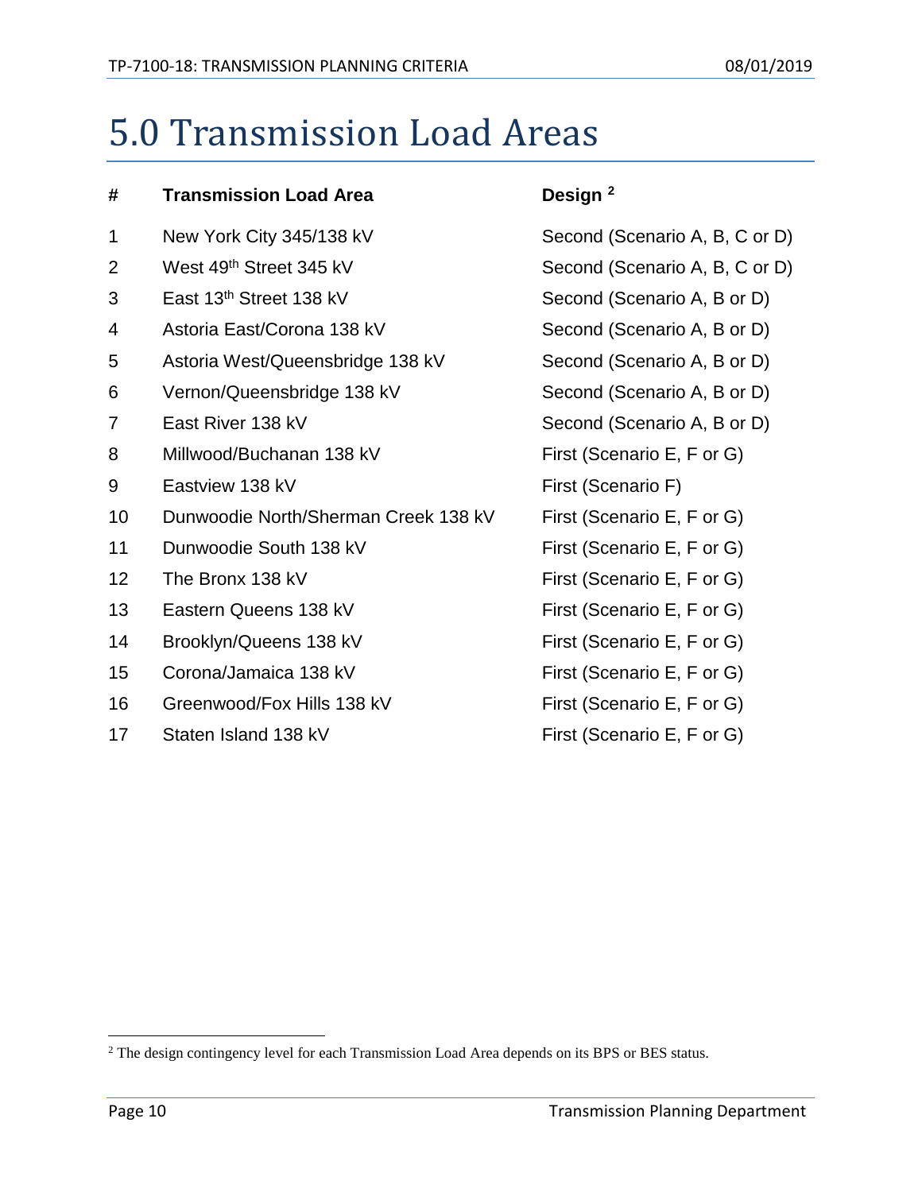# 5.0 Transmission Load Areas

| # | Transmission Load Area | Design [2] |
|---|---|---|
| 1 | New York City 345/138 kV | Second (Scenario A, B, C or D) |
| 2 | West 49th Street 345 kV | Second (Scenario A, B, C or D) |
| 3 | East 13th Street 138 kV | Second (Scenario A, B or D) |
| 4 | Astoria East/Corona 138 kV | Second (Scenario A, B or D) |
| 5 | Astoria West/Queensbridge 138 kV | Second (Scenario A, B or D) |
| 6 | Vernon/Queensbridge 138 kV | Second (Scenario A, B or D) |
| 7 | East River 138 kV | Second (Scenario A, B or D) |
| 8 | Millwood/Buchanan 138 kV | First (Scenario E, F or G) |
| 9 | Eastview 138 kV | First (Scenario F) |
| 10 | Dunwoodie North/Sherman Creek 138 kV | First (Scenario E, F or G) |
| 11 | Dunwoodie South 138 kV | First (Scenario E, F or G) |
| 12 | The Bronx 138 kV | First (Scenario E, F or G) |
| 13 | Eastern Queens 138 kV | First (Scenario E, F or G) |
| 14 | Brooklyn/Queens 138 kV | First (Scenario E, F or G) |
| 15 | Corona/Jamaica 138 kV | First (Scenario E, F or G) |
| 16 | Greenwood/Fox Hills 138 kV | First (Scenario E, F or G) |
| 17 | Staten Island 138 kV | First (Scenario E, F or G) |

[2] The design contingency level for each Transmission Load Area depends on its BPS or BES status.